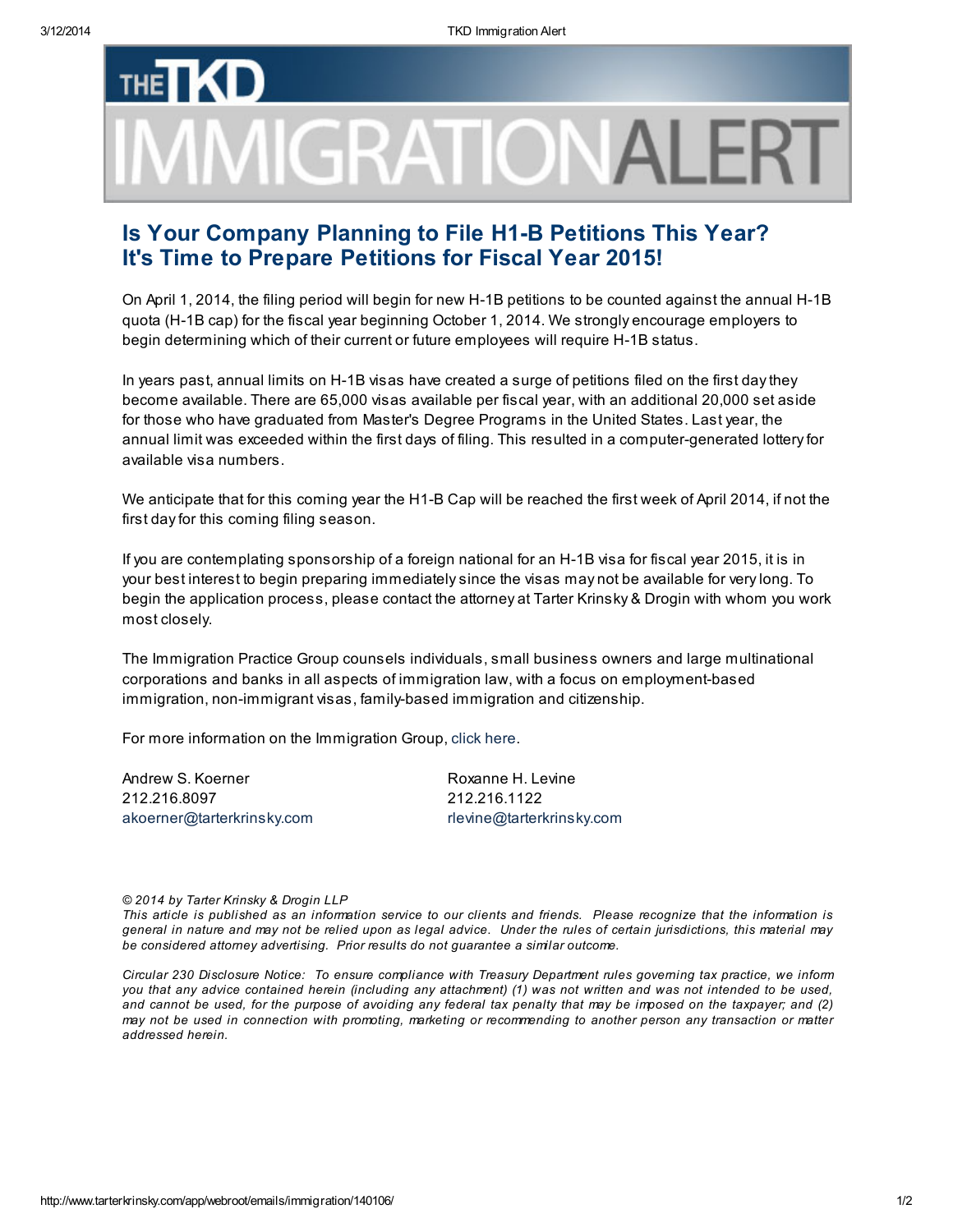# THE TKD IMMIGRATION ALERT

## Is Your Company Planning to File H1-B Petitions This Year? It's Time to Prepare Petitions for Fiscal Year 2015!

On April 1, 2014, the filing period will begin for new H-1B petitions to be counted against the annual H-1B quota (H-1B cap) for the fiscal year beginning October 1, 2014. We strongly encourage employers to begin determining which of their current or future employees will require H-1B status.

In years past, annual limits on H-1B visas have created a surge of petitions filed on the first day they become available. There are 65,000 visas available per fiscal year, with an additional 20,000 set aside for those who have graduated from Master's Degree Programs in the United States. Last year, the annual limit was exceeded within the first days of filing. This resulted in a computer-generated lottery for available visa numbers.

We anticipate that for this coming year the H1-B Cap will be reached the first week of April 2014, if not the first day for this coming filing season.

If you are contemplating sponsorship of a foreign national for an H-1B visa for fiscal year 2015, it is in your best interest to begin preparing immediately since the visas may not be available for very long. To begin the application process, please contact the attorney at Tarter Krinsky & Drogin with whom you work most closely.

The Immigration Practice Group counsels individuals, small business owners and large multinational corporations and banks in all aspects of immigration law, with a focus on employment-based immigration, non-immigrant visas, family-based immigration and citizenship.

For more information on the Immigration Group, click here.

Andrew S. Koerner
212.216.8097
akoerner@tarterkrinsky.com

Roxanne H. Levine
212.216.1122
rlevine@tarterkrinsky.com

*© 2014 by Tarter Krinsky & Drogin LLP*
*This article is published as an information service to our clients and friends. Please recognize that the information is general in nature and may not be relied upon as legal advice. Under the rules of certain jurisdictions, this material may be considered attorney advertising. Prior results do not guarantee a similar outcome.*

*Circular 230 Disclosure Notice: To ensure compliance with Treasury Department rules governing tax practice, we inform you that any advice contained herein (including any attachment) (1) was not written and was not intended to be used, and cannot be used, for the purpose of avoiding any federal tax penalty that may be imposed on the taxpayer; and (2) may not be used in connection with promoting, marketing or recommending to another person any transaction or matter addressed herein.*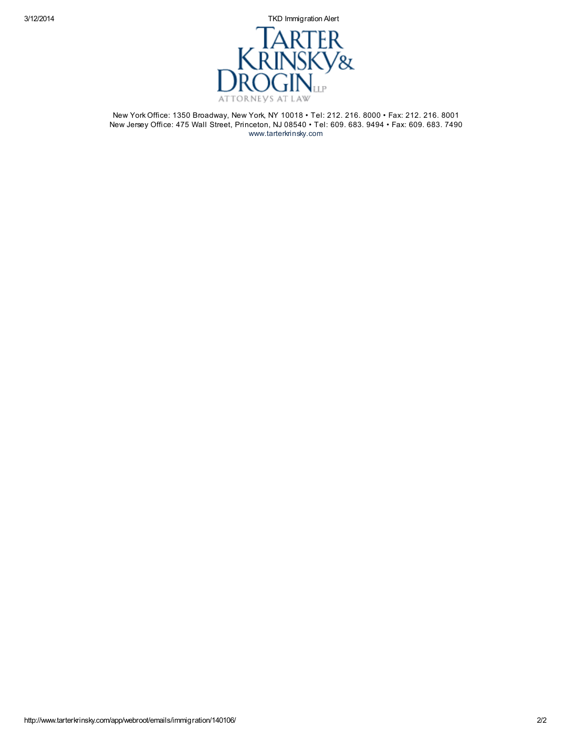TARTER KRINSKY & DROGIN LLP

ATTORNEYS AT LAW

New York Office: 1350 Broadway, New York, NY 10018 • Tel: 212. 216. 8000 • Fax: 212. 216. 8001
New Jersey Office: 475 Wall Street, Princeton, NJ 08540 • Tel: 609. 683. 9494 • Fax: 609. 683. 7490
www.tarterkrinsky.com